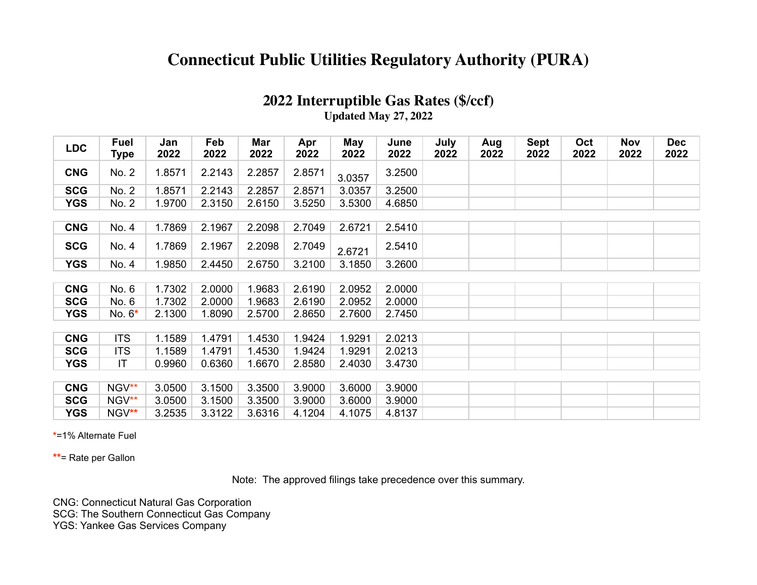# Connecticut Public Utilities Regulatory Authority (PURA)

## 2022 Interruptible Gas Rates ($/ccf)

**Updated May 27, 2022**

| LDC | Fuel Type | Jan 2022 | Feb 2022 | Mar 2022 | Apr 2022 | May 2022 | June 2022 | July 2022 | Aug 2022 | Sept 2022 | Oct 2022 | Nov 2022 | Dec 2022 |
|---|---|---|---|---|---|---|---|---|---|---|---|---|---|
| **CNG** | No. 2 | 1.8571 | 2.2143 | 2.2857 | 2.8571 | 3.0357 | 3.2500 | | | | | | |
| **SCG** | No. 2 | 1.8571 | 2.2143 | 2.2857 | 2.8571 | 3.0357 | 3.2500 | | | | | | |
| **YGS** | No. 2 | 1.9700 | 2.3150 | 2.6150 | 3.5250 | 3.5300 | 4.6850 | | | | | | |
| | | | | | | | | | | | | | |
| **CNG** | No. 4 | 1.7869 | 2.1967 | 2.2098 | 2.7049 | 2.6721 | 2.5410 | | | | | | |
| **SCG** | No. 4 | 1.7869 | 2.1967 | 2.2098 | 2.7049 | 2.6721 | 2.5410 | | | | | | |
| **YGS** | No. 4 | 1.9850 | 2.4450 | 2.6750 | 3.2100 | 3.1850 | 3.2600 | | | | | | |
| | | | | | | | | | | | | | |
| **CNG** | No. 6 | 1.7302 | 2.0000 | 1.9683 | 2.6190 | 2.0952 | 2.0000 | | | | | | |
| **SCG** | No. 6 | 1.7302 | 2.0000 | 1.9683 | 2.6190 | 2.0952 | 2.0000 | | | | | | |
| **YGS** | No. 6* | 2.1300 | 1.8090 | 2.5700 | 2.8650 | 2.7600 | 2.7450 | | | | | | |
| | | | | | | | | | | | | | |
| **CNG** | ITS | 1.1589 | 1.4791 | 1.4530 | 1.9424 | 1.9291 | 2.0213 | | | | | | |
| **SCG** | ITS | 1.1589 | 1.4791 | 1.4530 | 1.9424 | 1.9291 | 2.0213 | | | | | | |
| **YGS** | IT | 0.9960 | 0.6360 | 1.6670 | 2.8580 | 2.4030 | 3.4730 | | | | | | |
| | | | | | | | | | | | | | |
| **CNG** | NGV** | 3.0500 | 3.1500 | 3.3500 | 3.9000 | 3.6000 | 3.9000 | | | | | | |
| **SCG** | NGV** | 3.0500 | 3.1500 | 3.3500 | 3.9000 | 3.6000 | 3.9000 | | | | | | |
| **YGS** | NGV** | 3.2535 | 3.3122 | 3.6316 | 4.1204 | 4.1075 | 4.8137 | | | | | | |

*=1% Alternate Fuel

**= Rate per Gallon

Note: The approved filings take precedence over this summary.

CNG: Connecticut Natural Gas Corporation
SCG: The Southern Connecticut Gas Company
YGS: Yankee Gas Services Company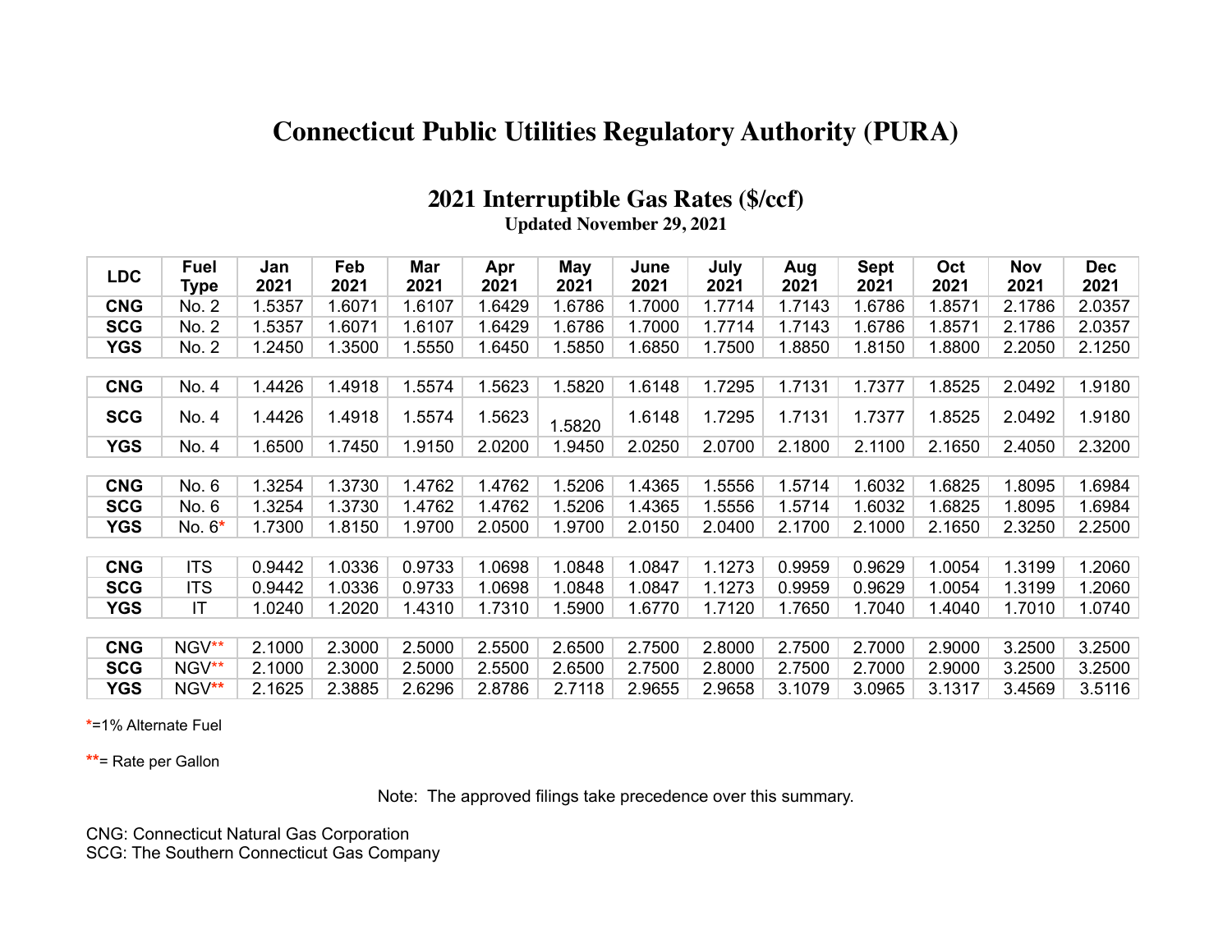# Connecticut Public Utilities Regulatory Authority (PURA)

## 2021 Interruptible Gas Rates ($/ccf)

**Updated November 29, 2021**

| LDC | Fuel Type | Jan 2021 | Feb 2021 | Mar 2021 | Apr 2021 | May 2021 | June 2021 | July 2021 | Aug 2021 | Sept 2021 | Oct 2021 | Nov 2021 | Dec 2021 |
|---|---|---|---|---|---|---|---|---|---|---|---|---|---|
| **CNG** | No. 2 | 1.5357 | 1.6071 | 1.6107 | 1.6429 | 1.6786 | 1.7000 | 1.7714 | 1.7143 | 1.6786 | 1.8571 | 2.1786 | 2.0357 |
| **SCG** | No. 2 | 1.5357 | 1.6071 | 1.6107 | 1.6429 | 1.6786 | 1.7000 | 1.7714 | 1.7143 | 1.6786 | 1.8571 | 2.1786 | 2.0357 |
| **YGS** | No. 2 | 1.2450 | 1.3500 | 1.5550 | 1.6450 | 1.5850 | 1.6850 | 1.7500 | 1.8850 | 1.8150 | 1.8800 | 2.2050 | 2.1250 |
| **CNG** | No. 4 | 1.4426 | 1.4918 | 1.5574 | 1.5623 | 1.5820 | 1.6148 | 1.7295 | 1.7131 | 1.7377 | 1.8525 | 2.0492 | 1.9180 |
| **SCG** | No. 4 | 1.4426 | 1.4918 | 1.5574 | 1.5623 | 1.5820 | 1.6148 | 1.7295 | 1.7131 | 1.7377 | 1.8525 | 2.0492 | 1.9180 |
| **YGS** | No. 4 | 1.6500 | 1.7450 | 1.9150 | 2.0200 | 1.9450 | 2.0250 | 2.0700 | 2.1800 | 2.1100 | 2.1650 | 2.4050 | 2.3200 |
| **CNG** | No. 6 | 1.3254 | 1.3730 | 1.4762 | 1.4762 | 1.5206 | 1.4365 | 1.5556 | 1.5714 | 1.6032 | 1.6825 | 1.8095 | 1.6984 |
| **SCG** | No. 6 | 1.3254 | 1.3730 | 1.4762 | 1.4762 | 1.5206 | 1.4365 | 1.5556 | 1.5714 | 1.6032 | 1.6825 | 1.8095 | 1.6984 |
| **YGS** | No. 6* | 1.7300 | 1.8150 | 1.9700 | 2.0500 | 1.9700 | 2.0150 | 2.0400 | 2.1700 | 2.1000 | 2.1650 | 2.3250 | 2.2500 |
| **CNG** | ITS | 0.9442 | 1.0336 | 0.9733 | 1.0698 | 1.0848 | 1.0847 | 1.1273 | 0.9959 | 0.9629 | 1.0054 | 1.3199 | 1.2060 |
| **SCG** | ITS | 0.9442 | 1.0336 | 0.9733 | 1.0698 | 1.0848 | 1.0847 | 1.1273 | 0.9959 | 0.9629 | 1.0054 | 1.3199 | 1.2060 |
| **YGS** | IT | 1.0240 | 1.2020 | 1.4310 | 1.7310 | 1.5900 | 1.6770 | 1.7120 | 1.7650 | 1.7040 | 1.4040 | 1.7010 | 1.0740 |
| **CNG** | NGV** | 2.1000 | 2.3000 | 2.5000 | 2.5500 | 2.6500 | 2.7500 | 2.8000 | 2.7500 | 2.7000 | 2.9000 | 3.2500 | 3.2500 |
| **SCG** | NGV** | 2.1000 | 2.3000 | 2.5000 | 2.5500 | 2.6500 | 2.7500 | 2.8000 | 2.7500 | 2.7000 | 2.9000 | 3.2500 | 3.2500 |
| **YGS** | NGV** | 2.1625 | 2.3885 | 2.6296 | 2.8786 | 2.7118 | 2.9655 | 2.9658 | 3.1079 | 3.0965 | 3.1317 | 3.4569 | 3.5116 |

*=1% Alternate Fuel

**= Rate per Gallon

Note: The approved filings take precedence over this summary.

CNG: Connecticut Natural Gas Corporation
SCG: The Southern Connecticut Gas Company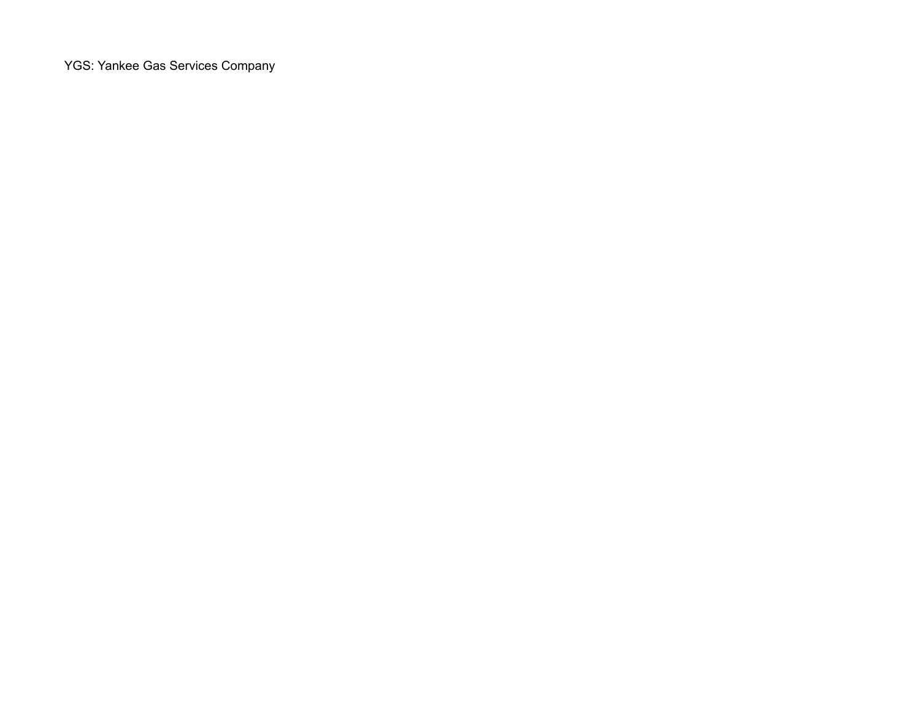YGS: Yankee Gas Services Company